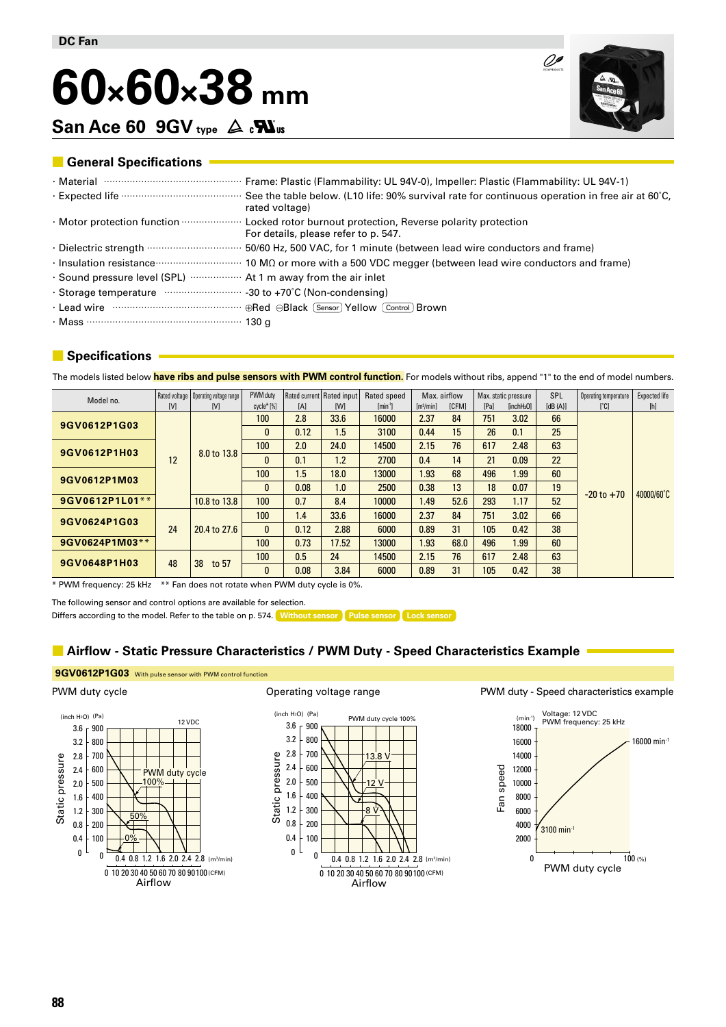DC Fan

# 60×60×38 mm

## San Ace 60 9GV type

## General Specifications

- Material ········ Frame: Plastic (Flammability: UL 94V-0), Impeller: Plastic (Flammability: UL 94V-1)
- Expected life ········ See the table below. (L10 life: 90% survival rate for continuous operation in free air at 60˚C, rated voltage)
- Motor protection function ········ Locked rotor burnout protection, Reverse polarity protection
  For details, please refer to p. 547.
- Dielectric strength ········ 50/60 Hz, 500 VAC, for 1 minute (between lead wire conductors and frame)
- Insulation resistance ········ 10 MΩ or more with a 500 VDC megger (between lead wire conductors and frame)
- Sound pressure level (SPL) ········ At 1 m away from the air inlet
- Storage temperature ········ -30 to +70˚C (Non-condensing)
- Lead wire ········ ⊕Red ⊖Black (Sensor) Yellow (Control) Brown
- Mass ········ 130 g

## Specifications

The models listed below **have ribs and pulse sensors with PWM control function.** For models without ribs, append "1" to the end of model numbers.

| Model no. | Rated voltage [V] | Operating voltage range [V] | PWM duty cycle* [%] | Rated current [A] | Rated input [W] | Rated speed [min⁻¹] | Max. airflow [m³/min] | Max. airflow [CFM] | Max. static pressure [Pa] | Max. static pressure [inchH₂O] | SPL [dB (A)] | Operating temperature [˚C] | Expected life [h] |
|---|---|---|---|---|---|---|---|---|---|---|---|---|---|
| 9GV0612P1G03 | 12 | 8.0 to 13.8 | 100 | 2.8 | 33.6 | 16000 | 2.37 | 84 | 751 | 3.02 | 66 | -20 to +70 | 40000/60˚C |
| | | | 0 | 0.12 | 1.5 | 3100 | 0.44 | 15 | 26 | 0.1 | 25 | | |
| 9GV0612P1H03 | | | 100 | 2.0 | 24.0 | 14500 | 2.15 | 76 | 617 | 2.48 | 63 | | |
| | | | 0 | 0.1 | 1.2 | 2700 | 0.4 | 14 | 21 | 0.09 | 22 | | |
| 9GV0612P1M03 | | | 100 | 1.5 | 18.0 | 13000 | 1.93 | 68 | 496 | 1.99 | 60 | | |
| | | | 0 | 0.08 | 1.0 | 2500 | 0.38 | 13 | 18 | 0.07 | 19 | | |
| 9GV0612P1L01** | | 10.8 to 13.8 | 100 | 0.7 | 8.4 | 10000 | 1.49 | 52.6 | 293 | 1.17 | 52 | | |
| 9GV0624P1G03 | 24 | 20.4 to 27.6 | 100 | 1.4 | 33.6 | 16000 | 2.37 | 84 | 751 | 3.02 | 66 | | |
| | | | 0 | 0.12 | 2.88 | 6000 | 0.89 | 31 | 105 | 0.42 | 38 | | |
| 9GV0624P1M03** | | | 100 | 0.73 | 17.52 | 13000 | 1.93 | 68.0 | 496 | 1.99 | 60 | | |
| 9GV0648P1H03 | 48 | 38 to 57 | 100 | 0.5 | 24 | 14500 | 2.15 | 76 | 617 | 2.48 | 63 | | |
| | | | 0 | 0.08 | 3.84 | 6000 | 0.89 | 31 | 105 | 0.42 | 38 | | |

\* PWM frequency: 25 kHz  ** Fan does not rotate when PWM duty cycle is 0%.

The following sensor and control options are available for selection.
Differs according to the model. Refer to the table on p. 574. Without sensor / Pulse sensor / Lock sensor

## Airflow - Static Pressure Characteristics / PWM Duty - Speed Characteristics Example

**9GV0612P1G03** With pulse sensor with PWM control function

PWM duty cycle

Operating voltage range

PWM duty - Speed characteristics example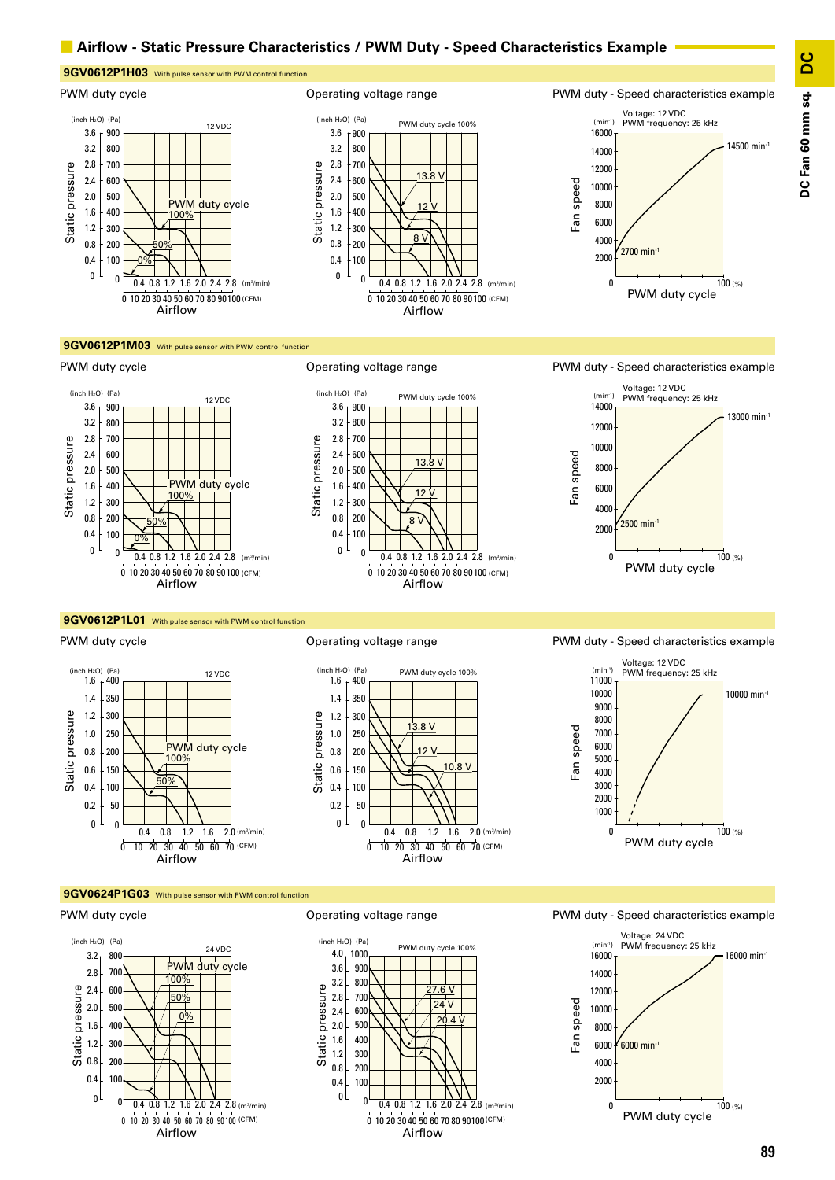## Airflow - Static Pressure Characteristics / PWM Duty - Speed Characteristics Example

### 9GV0612P1H03 With pulse sensor with PWM control function

PWM duty cycle

(inch H2O) (Pa) 12 VDC
Static pressure: 3.6/900, 3.2/800, 2.8/700, 2.4/600, 2.0/500, 1.6/400, 1.2/300, 0.8/200, 0.4/100, 0/0
PWM duty cycle 100%, 50%, 0%
Airflow 0.4 0.8 1.2 1.6 2.0 2.4 2.8 (m³/min)
0 10 20 30 40 50 60 70 80 90 100 (CFM)

Operating voltage range

(inch H2O) (Pa) PWM duty cycle 100%
13.8 V, 12 V, 8 V
Static pressure / Airflow

PWM duty - Speed characteristics example

Voltage: 12 VDC
PWM frequency: 25 kHz
Fan speed (min⁻¹): 16000, 14000, 12000, 10000, 8000, 6000, 4000, 2000, 0
14500 min⁻¹
2700 min⁻¹
PWM duty cycle 100 (%)

### 9GV0612P1M03 With pulse sensor with PWM control function

PWM duty cycle

(inch H2O) (Pa) 12 VDC
PWM duty cycle 100%, 50%, 0%
Static pressure / Airflow

Operating voltage range

(inch H2O) (Pa) PWM duty cycle 100%
13.8 V, 12 V, 8 V
Static pressure / Airflow

PWM duty - Speed characteristics example

Voltage: 12 VDC
PWM frequency: 25 kHz
Fan speed (min⁻¹): 14000, 12000, 10000, 8000, 6000, 4000, 2000, 0
13000 min⁻¹
2500 min⁻¹
PWM duty cycle 100 (%)

### 9GV0612P1L01 With pulse sensor with PWM control function

PWM duty cycle

(inch H2O) (Pa) 12 VDC
Static pressure: 1.6/400, 1.4/350, 1.2/300, 1.0/250, 0.8/200, 0.6/150, 0.4/100, 0.2/50, 0/0
PWM duty cycle 100%, 50%
Airflow 0.4 0.8 1.2 1.6 2.0 (m³/min)
0 10 20 30 40 50 60 70 (CFM)

Operating voltage range

(inch H2O) (Pa) PWM duty cycle 100%
13.8 V, 12 V, 10.8 V
Static pressure / Airflow

PWM duty - Speed characteristics example

Voltage: 12 VDC
PWM frequency: 25 kHz
Fan speed (min⁻¹): 11000, 10000, 9000, 8000, 7000, 6000, 5000, 4000, 3000, 2000, 1000, 0
10000 min⁻¹
PWM duty cycle 100 (%)

### 9GV0624P1G03 With pulse sensor with PWM control function

PWM duty cycle

(inch H2O) (Pa) 24 VDC
Static pressure: 3.2/800, 2.8/700, 2.4/600, 2.0/500, 1.6/400, 1.2/300, 0.8/200, 0.4/100, 0/0
PWM duty cycle 100%, 50%, 0%
Airflow 0.4 0.8 1.2 1.6 2.0 2.4 2.8 (m³/min)
0 10 20 30 40 50 60 70 80 90 100 (CFM)

Operating voltage range

(inch H2O) (Pa) PWM duty cycle 100%
Static pressure: 4.0/1000, 3.6/900, 3.2/800, 2.8/700, 2.4/600, 2.0/500, 1.6/400, 1.2/300, 0.8/200, 0.4/100, 0/0
27.6 V, 24 V, 20.4 V
Airflow

PWM duty - Speed characteristics example

Voltage: 24 VDC
PWM frequency: 25 kHz
Fan speed (min⁻¹): 16000, 14000, 12000, 10000, 8000, 6000, 4000, 2000, 0
16000 min⁻¹
6000 min⁻¹
PWM duty cycle 100 (%)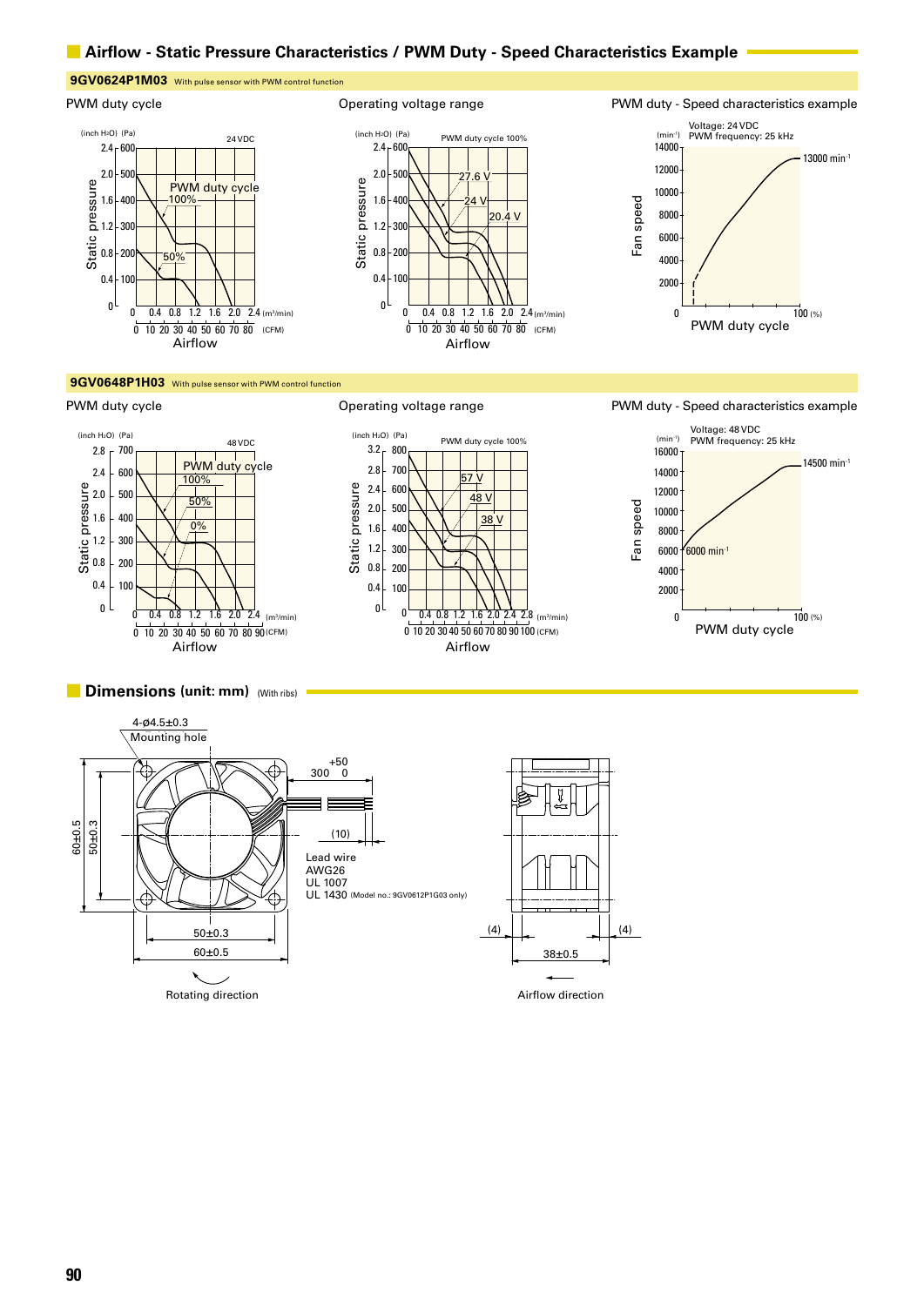## Airflow - Static Pressure Characteristics / PWM Duty - Speed Characteristics Example

### 9GV0624P1M03 With pulse sensor with PWM control function

PWM duty cycle

Operating voltage range

PWM duty - Speed characteristics example

### 9GV0648P1H03 With pulse sensor with PWM control function

PWM duty cycle

Operating voltage range

PWM duty - Speed characteristics example

## Dimensions (unit: mm) (With ribs)

4-ø4.5±0.3
Mounting hole

Lead wire
AWG26
UL 1007
UL 1430 (Model no.: 9GV0612P1G03 only)

Rotating direction

Airflow direction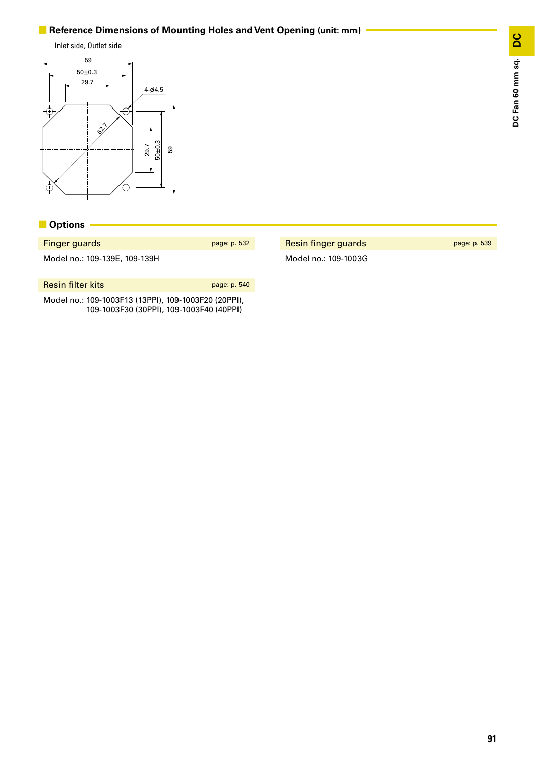## Reference Dimensions of Mounting Holes and Vent Opening (unit: mm)

Inlet side, Outlet side

59

50±0.3

29.7

4-ø4.5

62.7

29.7

50±0.3

59

## Options

**Finger guards** page: p. 532

Model no.: 109-139E, 109-139H

**Resin finger guards** page: p. 539

Model no.: 109-1003G

**Resin filter kits** page: p. 540

Model no.: 109-1003F13 (13PPI), 109-1003F20 (20PPI), 109-1003F30 (30PPI), 109-1003F40 (40PPI)